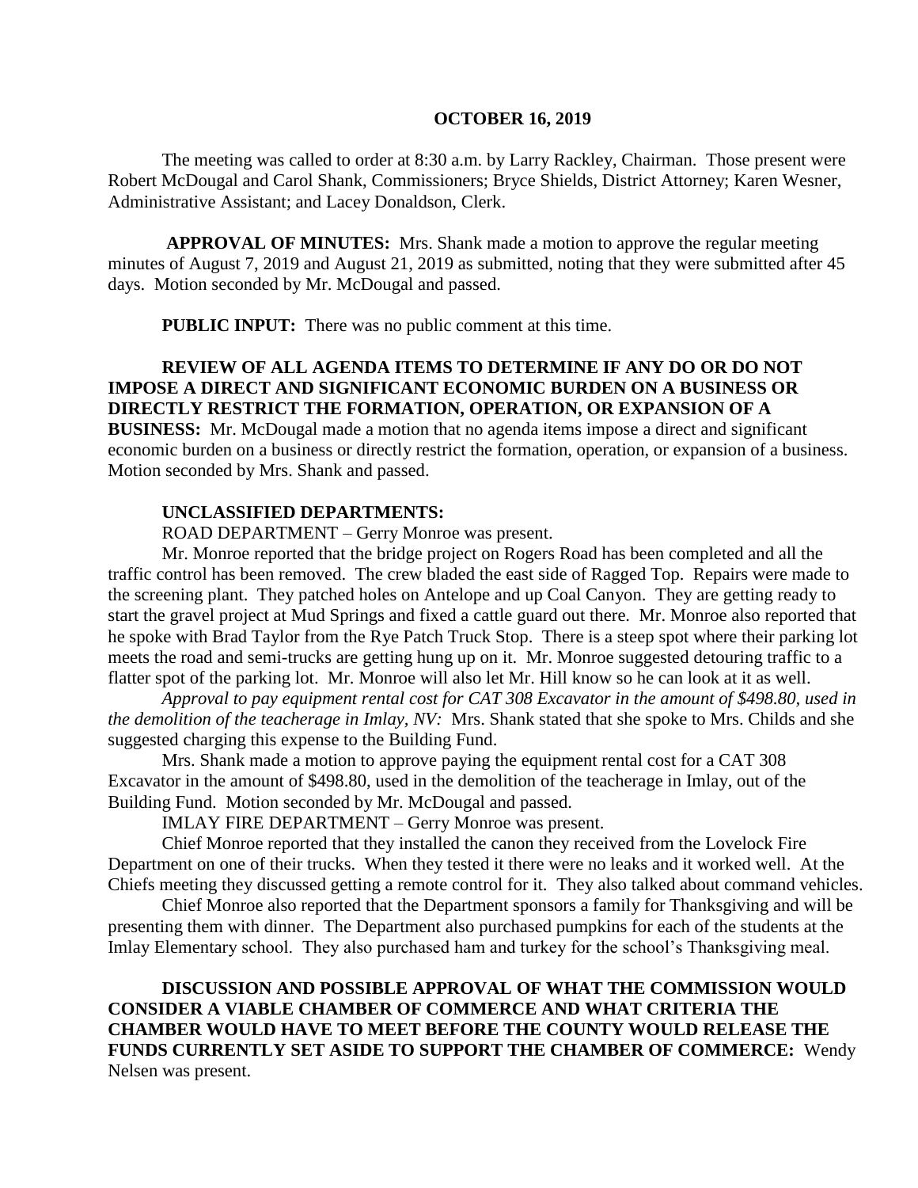**OCTOBER 16, 2019**

The meeting was called to order at 8:30 a.m. by Larry Rackley, Chairman. Those present were Robert McDougal and Carol Shank, Commissioners; Bryce Shields, District Attorney; Karen Wesner, Administrative Assistant; and Lacey Donaldson, Clerk.

**APPROVAL OF MINUTES:** Mrs. Shank made a motion to approve the regular meeting minutes of August 7, 2019 and August 21, 2019 as submitted, noting that they were submitted after 45 days. Motion seconded by Mr. McDougal and passed.

**PUBLIC INPUT:** There was no public comment at this time.

**REVIEW OF ALL AGENDA ITEMS TO DETERMINE IF ANY DO OR DO NOT IMPOSE A DIRECT AND SIGNIFICANT ECONOMIC BURDEN ON A BUSINESS OR DIRECTLY RESTRICT THE FORMATION, OPERATION, OR EXPANSION OF A BUSINESS:** Mr. McDougal made a motion that no agenda items impose a direct and significant economic burden on a business or directly restrict the formation, operation, or expansion of a business. Motion seconded by Mrs. Shank and passed.

**UNCLASSIFIED DEPARTMENTS:**

ROAD DEPARTMENT – Gerry Monroe was present.

Mr. Monroe reported that the bridge project on Rogers Road has been completed and all the traffic control has been removed. The crew bladed the east side of Ragged Top. Repairs were made to the screening plant. They patched holes on Antelope and up Coal Canyon. They are getting ready to start the gravel project at Mud Springs and fixed a cattle guard out there. Mr. Monroe also reported that he spoke with Brad Taylor from the Rye Patch Truck Stop. There is a steep spot where their parking lot meets the road and semi-trucks are getting hung up on it. Mr. Monroe suggested detouring traffic to a flatter spot of the parking lot. Mr. Monroe will also let Mr. Hill know so he can look at it as well.

*Approval to pay equipment rental cost for CAT 308 Excavator in the amount of $498.80, used in the demolition of the teacherage in Imlay, NV:* Mrs. Shank stated that she spoke to Mrs. Childs and she suggested charging this expense to the Building Fund.

Mrs. Shank made a motion to approve paying the equipment rental cost for a CAT 308 Excavator in the amount of $498.80, used in the demolition of the teacherage in Imlay, out of the Building Fund. Motion seconded by Mr. McDougal and passed.

IMLAY FIRE DEPARTMENT – Gerry Monroe was present.

Chief Monroe reported that they installed the canon they received from the Lovelock Fire Department on one of their trucks. When they tested it there were no leaks and it worked well. At the Chiefs meeting they discussed getting a remote control for it. They also talked about command vehicles.

Chief Monroe also reported that the Department sponsors a family for Thanksgiving and will be presenting them with dinner. The Department also purchased pumpkins for each of the students at the Imlay Elementary school. They also purchased ham and turkey for the school's Thanksgiving meal.

**DISCUSSION AND POSSIBLE APPROVAL OF WHAT THE COMMISSION WOULD CONSIDER A VIABLE CHAMBER OF COMMERCE AND WHAT CRITERIA THE CHAMBER WOULD HAVE TO MEET BEFORE THE COUNTY WOULD RELEASE THE FUNDS CURRENTLY SET ASIDE TO SUPPORT THE CHAMBER OF COMMERCE:** Wendy Nelsen was present.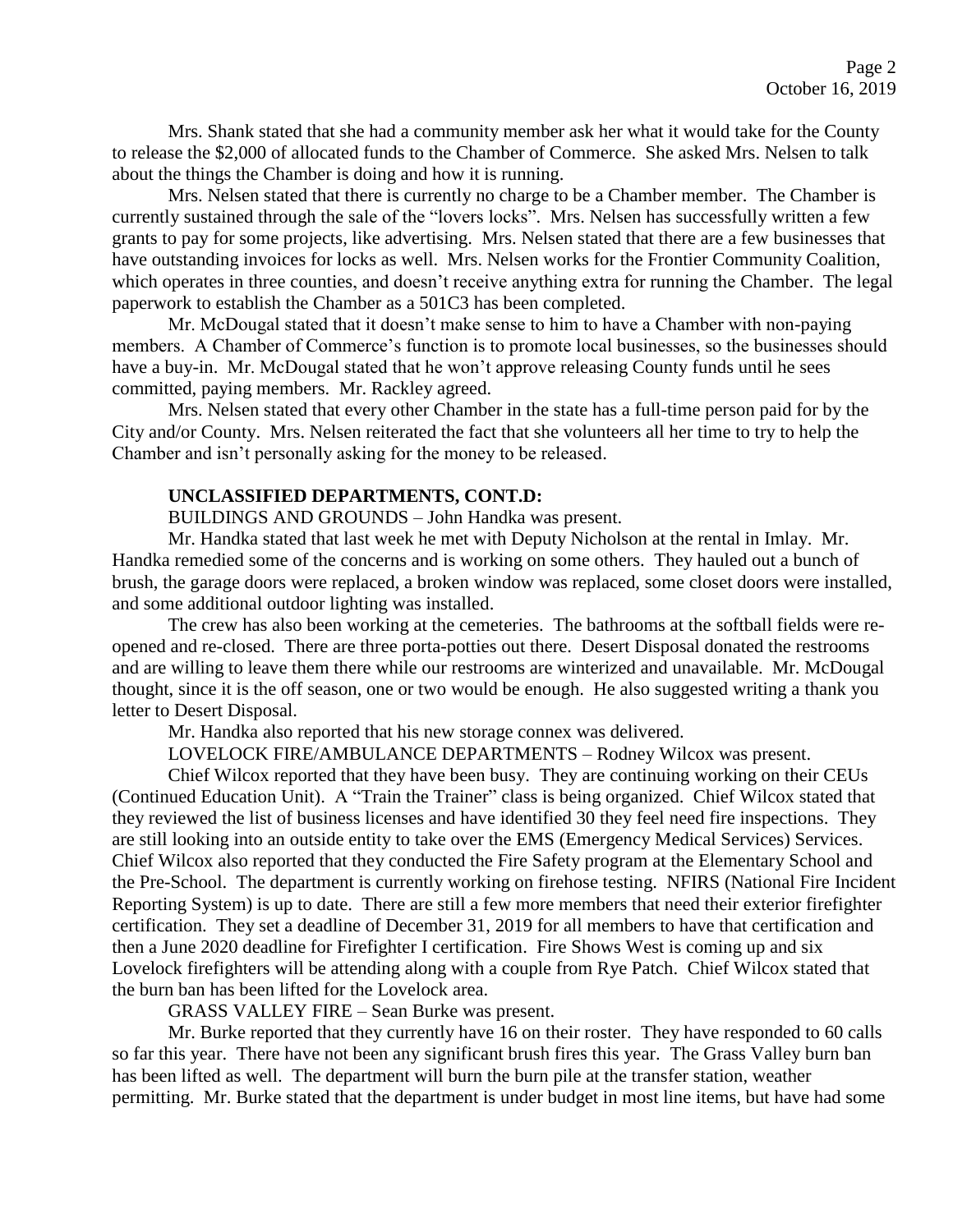Mrs. Shank stated that she had a community member ask her what it would take for the County to release the $2,000 of allocated funds to the Chamber of Commerce. She asked Mrs. Nelsen to talk about the things the Chamber is doing and how it is running.

Mrs. Nelsen stated that there is currently no charge to be a Chamber member. The Chamber is currently sustained through the sale of the "lovers locks". Mrs. Nelsen has successfully written a few grants to pay for some projects, like advertising. Mrs. Nelsen stated that there are a few businesses that have outstanding invoices for locks as well. Mrs. Nelsen works for the Frontier Community Coalition, which operates in three counties, and doesn't receive anything extra for running the Chamber. The legal paperwork to establish the Chamber as a 501C3 has been completed.

Mr. McDougal stated that it doesn't make sense to him to have a Chamber with non-paying members. A Chamber of Commerce's function is to promote local businesses, so the businesses should have a buy-in. Mr. McDougal stated that he won't approve releasing County funds until he sees committed, paying members. Mr. Rackley agreed.

Mrs. Nelsen stated that every other Chamber in the state has a full-time person paid for by the City and/or County. Mrs. Nelsen reiterated the fact that she volunteers all her time to try to help the Chamber and isn't personally asking for the money to be released.

**UNCLASSIFIED DEPARTMENTS, CONT.D:**

BUILDINGS AND GROUNDS – John Handka was present.

Mr. Handka stated that last week he met with Deputy Nicholson at the rental in Imlay. Mr. Handka remedied some of the concerns and is working on some others. They hauled out a bunch of brush, the garage doors were replaced, a broken window was replaced, some closet doors were installed, and some additional outdoor lighting was installed.

The crew has also been working at the cemeteries. The bathrooms at the softball fields were re-opened and re-closed. There are three porta-potties out there. Desert Disposal donated the restrooms and are willing to leave them there while our restrooms are winterized and unavailable. Mr. McDougal thought, since it is the off season, one or two would be enough. He also suggested writing a thank you letter to Desert Disposal.

Mr. Handka also reported that his new storage connex was delivered.

LOVELOCK FIRE/AMBULANCE DEPARTMENTS – Rodney Wilcox was present.

Chief Wilcox reported that they have been busy. They are continuing working on their CEUs (Continued Education Unit). A "Train the Trainer" class is being organized. Chief Wilcox stated that they reviewed the list of business licenses and have identified 30 they feel need fire inspections. They are still looking into an outside entity to take over the EMS (Emergency Medical Services) Services. Chief Wilcox also reported that they conducted the Fire Safety program at the Elementary School and the Pre-School. The department is currently working on firehose testing. NFIRS (National Fire Incident Reporting System) is up to date. There are still a few more members that need their exterior firefighter certification. They set a deadline of December 31, 2019 for all members to have that certification and then a June 2020 deadline for Firefighter I certification. Fire Shows West is coming up and six Lovelock firefighters will be attending along with a couple from Rye Patch. Chief Wilcox stated that the burn ban has been lifted for the Lovelock area.

GRASS VALLEY FIRE – Sean Burke was present.

Mr. Burke reported that they currently have 16 on their roster. They have responded to 60 calls so far this year. There have not been any significant brush fires this year. The Grass Valley burn ban has been lifted as well. The department will burn the burn pile at the transfer station, weather permitting. Mr. Burke stated that the department is under budget in most line items, but have had some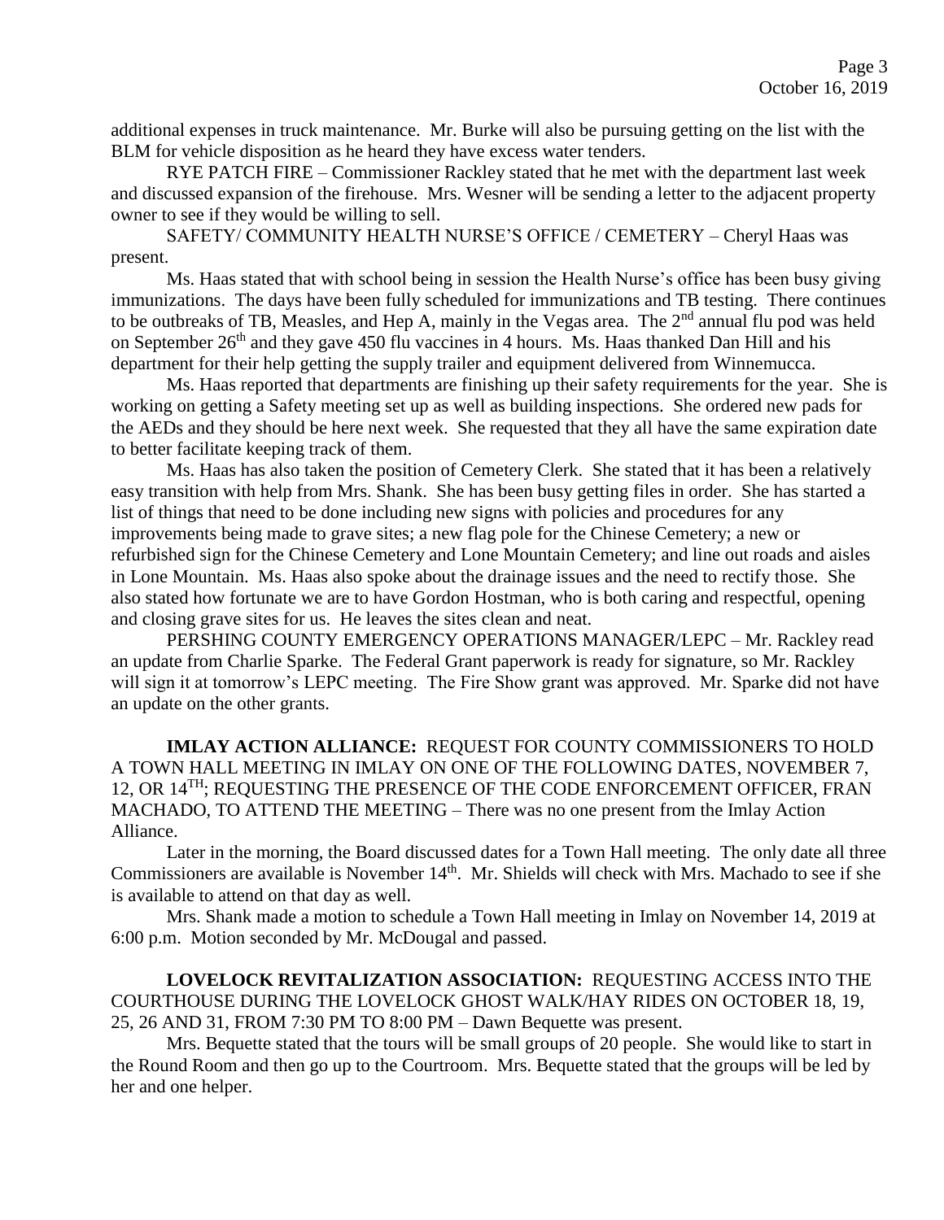additional expenses in truck maintenance. Mr. Burke will also be pursuing getting on the list with the BLM for vehicle disposition as he heard they have excess water tenders.

RYE PATCH FIRE – Commissioner Rackley stated that he met with the department last week and discussed expansion of the firehouse. Mrs. Wesner will be sending a letter to the adjacent property owner to see if they would be willing to sell.

SAFETY/ COMMUNITY HEALTH NURSE'S OFFICE / CEMETERY – Cheryl Haas was present.

Ms. Haas stated that with school being in session the Health Nurse's office has been busy giving immunizations. The days have been fully scheduled for immunizations and TB testing. There continues to be outbreaks of TB, Measles, and Hep A, mainly in the Vegas area. The 2nd annual flu pod was held on September 26th and they gave 450 flu vaccines in 4 hours. Ms. Haas thanked Dan Hill and his department for their help getting the supply trailer and equipment delivered from Winnemucca.

Ms. Haas reported that departments are finishing up their safety requirements for the year. She is working on getting a Safety meeting set up as well as building inspections. She ordered new pads for the AEDs and they should be here next week. She requested that they all have the same expiration date to better facilitate keeping track of them.

Ms. Haas has also taken the position of Cemetery Clerk. She stated that it has been a relatively easy transition with help from Mrs. Shank. She has been busy getting files in order. She has started a list of things that need to be done including new signs with policies and procedures for any improvements being made to grave sites; a new flag pole for the Chinese Cemetery; a new or refurbished sign for the Chinese Cemetery and Lone Mountain Cemetery; and line out roads and aisles in Lone Mountain. Ms. Haas also spoke about the drainage issues and the need to rectify those. She also stated how fortunate we are to have Gordon Hostman, who is both caring and respectful, opening and closing grave sites for us. He leaves the sites clean and neat.

PERSHING COUNTY EMERGENCY OPERATIONS MANAGER/LEPC – Mr. Rackley read an update from Charlie Sparke. The Federal Grant paperwork is ready for signature, so Mr. Rackley will sign it at tomorrow's LEPC meeting. The Fire Show grant was approved. Mr. Sparke did not have an update on the other grants.

**IMLAY ACTION ALLIANCE:** REQUEST FOR COUNTY COMMISSIONERS TO HOLD A TOWN HALL MEETING IN IMLAY ON ONE OF THE FOLLOWING DATES, NOVEMBER 7, 12, OR 14TH; REQUESTING THE PRESENCE OF THE CODE ENFORCEMENT OFFICER, FRAN MACHADO, TO ATTEND THE MEETING – There was no one present from the Imlay Action Alliance.

Later in the morning, the Board discussed dates for a Town Hall meeting. The only date all three Commissioners are available is November 14th. Mr. Shields will check with Mrs. Machado to see if she is available to attend on that day as well.

Mrs. Shank made a motion to schedule a Town Hall meeting in Imlay on November 14, 2019 at 6:00 p.m. Motion seconded by Mr. McDougal and passed.

**LOVELOCK REVITALIZATION ASSOCIATION:** REQUESTING ACCESS INTO THE COURTHOUSE DURING THE LOVELOCK GHOST WALK/HAY RIDES ON OCTOBER 18, 19, 25, 26 AND 31, FROM 7:30 PM TO 8:00 PM – Dawn Bequette was present.

Mrs. Bequette stated that the tours will be small groups of 20 people. She would like to start in the Round Room and then go up to the Courtroom. Mrs. Bequette stated that the groups will be led by her and one helper.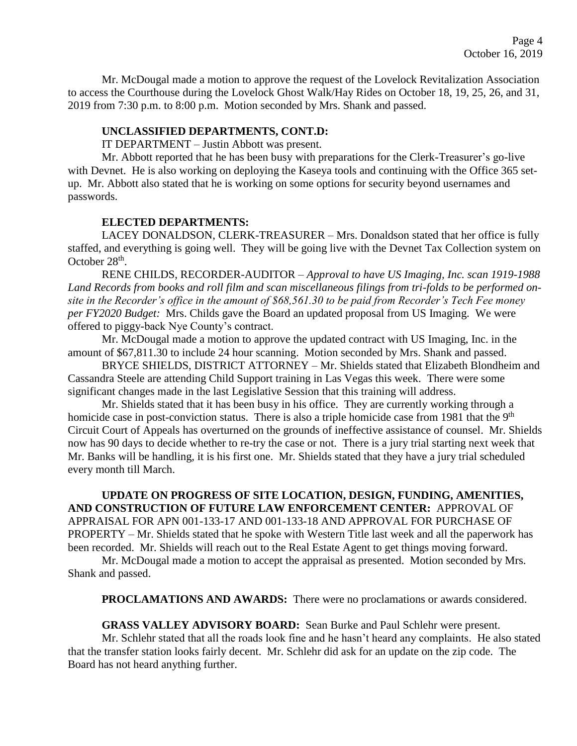Mr. McDougal made a motion to approve the request of the Lovelock Revitalization Association to access the Courthouse during the Lovelock Ghost Walk/Hay Rides on October 18, 19, 25, 26, and 31, 2019 from 7:30 p.m. to 8:00 p.m. Motion seconded by Mrs. Shank and passed.

**UNCLASSIFIED DEPARTMENTS, CONT.D:**

IT DEPARTMENT – Justin Abbott was present.

Mr. Abbott reported that he has been busy with preparations for the Clerk-Treasurer's go-live with Devnet. He is also working on deploying the Kaseya tools and continuing with the Office 365 set-up. Mr. Abbott also stated that he is working on some options for security beyond usernames and passwords.

**ELECTED DEPARTMENTS:**

LACEY DONALDSON, CLERK-TREASURER – Mrs. Donaldson stated that her office is fully staffed, and everything is going well. They will be going live with the Devnet Tax Collection system on October 28th.

RENE CHILDS, RECORDER-AUDITOR – *Approval to have US Imaging, Inc. scan 1919-1988 Land Records from books and roll film and scan miscellaneous filings from tri-folds to be performed on-site in the Recorder's office in the amount of $68,561.30 to be paid from Recorder's Tech Fee money per FY2020 Budget:* Mrs. Childs gave the Board an updated proposal from US Imaging. We were offered to piggy-back Nye County's contract.

Mr. McDougal made a motion to approve the updated contract with US Imaging, Inc. in the amount of $67,811.30 to include 24 hour scanning. Motion seconded by Mrs. Shank and passed.

BRYCE SHIELDS, DISTRICT ATTORNEY – Mr. Shields stated that Elizabeth Blondheim and Cassandra Steele are attending Child Support training in Las Vegas this week. There were some significant changes made in the last Legislative Session that this training will address.

Mr. Shields stated that it has been busy in his office. They are currently working through a homicide case in post-conviction status. There is also a triple homicide case from 1981 that the 9th Circuit Court of Appeals has overturned on the grounds of ineffective assistance of counsel. Mr. Shields now has 90 days to decide whether to re-try the case or not. There is a jury trial starting next week that Mr. Banks will be handling, it is his first one. Mr. Shields stated that they have a jury trial scheduled every month till March.

**UPDATE ON PROGRESS OF SITE LOCATION, DESIGN, FUNDING, AMENITIES, AND CONSTRUCTION OF FUTURE LAW ENFORCEMENT CENTER:** APPROVAL OF APPRAISAL FOR APN 001-133-17 AND 001-133-18 AND APPROVAL FOR PURCHASE OF PROPERTY – Mr. Shields stated that he spoke with Western Title last week and all the paperwork has been recorded. Mr. Shields will reach out to the Real Estate Agent to get things moving forward.

Mr. McDougal made a motion to accept the appraisal as presented. Motion seconded by Mrs. Shank and passed.

**PROCLAMATIONS AND AWARDS:** There were no proclamations or awards considered.

**GRASS VALLEY ADVISORY BOARD:** Sean Burke and Paul Schlehr were present.

Mr. Schlehr stated that all the roads look fine and he hasn't heard any complaints. He also stated that the transfer station looks fairly decent. Mr. Schlehr did ask for an update on the zip code. The Board has not heard anything further.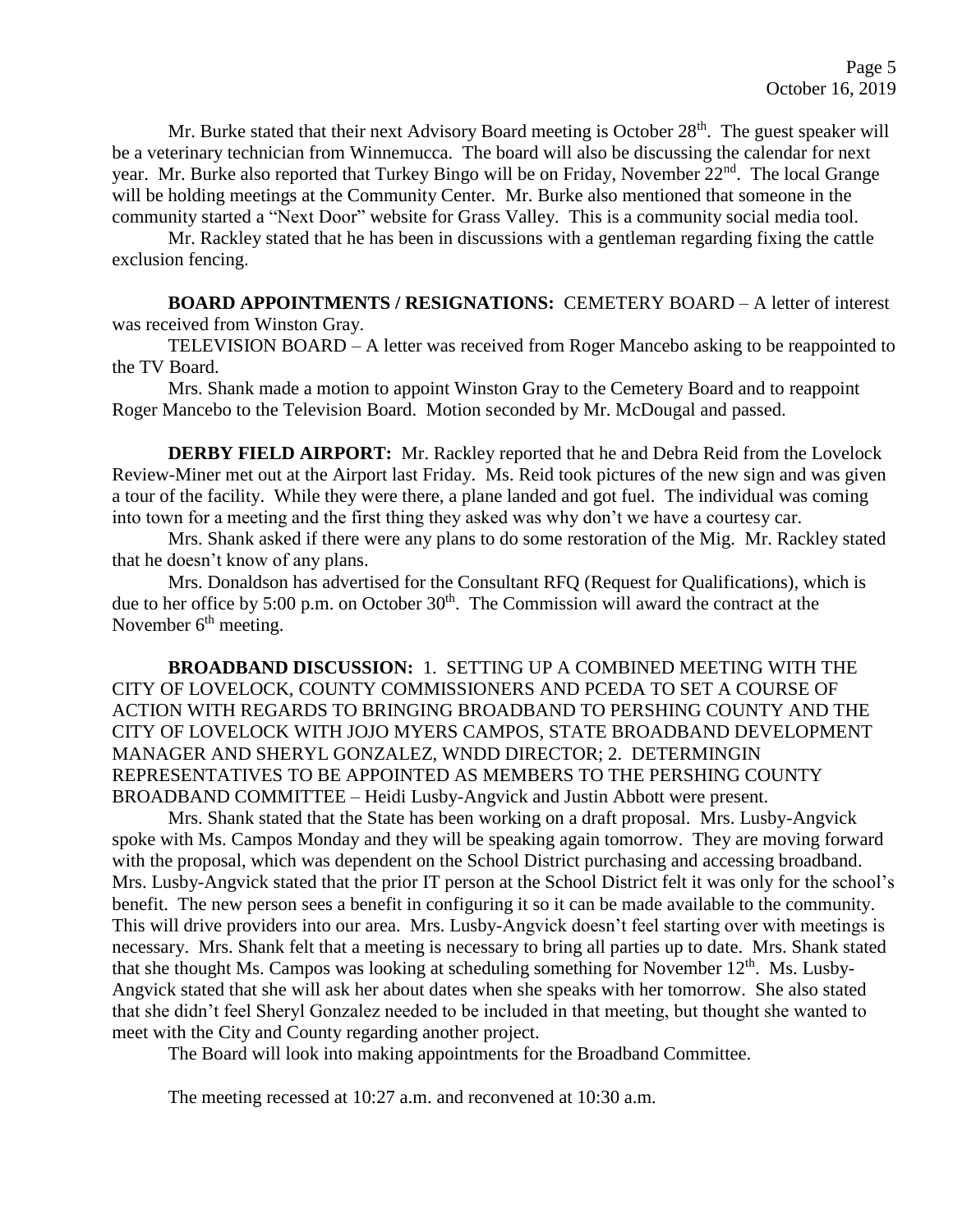Mr. Burke stated that their next Advisory Board meeting is October 28th. The guest speaker will be a veterinary technician from Winnemucca. The board will also be discussing the calendar for next year. Mr. Burke also reported that Turkey Bingo will be on Friday, November 22nd. The local Grange will be holding meetings at the Community Center. Mr. Burke also mentioned that someone in the community started a "Next Door" website for Grass Valley. This is a community social media tool.

Mr. Rackley stated that he has been in discussions with a gentleman regarding fixing the cattle exclusion fencing.

**BOARD APPOINTMENTS / RESIGNATIONS:** CEMETERY BOARD – A letter of interest was received from Winston Gray.

TELEVISION BOARD – A letter was received from Roger Mancebo asking to be reappointed to the TV Board.

Mrs. Shank made a motion to appoint Winston Gray to the Cemetery Board and to reappoint Roger Mancebo to the Television Board. Motion seconded by Mr. McDougal and passed.

**DERBY FIELD AIRPORT:** Mr. Rackley reported that he and Debra Reid from the Lovelock Review-Miner met out at the Airport last Friday. Ms. Reid took pictures of the new sign and was given a tour of the facility. While they were there, a plane landed and got fuel. The individual was coming into town for a meeting and the first thing they asked was why don't we have a courtesy car.

Mrs. Shank asked if there were any plans to do some restoration of the Mig. Mr. Rackley stated that he doesn't know of any plans.

Mrs. Donaldson has advertised for the Consultant RFQ (Request for Qualifications), which is due to her office by 5:00 p.m. on October 30th. The Commission will award the contract at the November 6th meeting.

**BROADBAND DISCUSSION:** 1. SETTING UP A COMBINED MEETING WITH THE CITY OF LOVELOCK, COUNTY COMMISSIONERS AND PCEDA TO SET A COURSE OF ACTION WITH REGARDS TO BRINGING BROADBAND TO PERSHING COUNTY AND THE CITY OF LOVELOCK WITH JOJO MYERS CAMPOS, STATE BROADBAND DEVELOPMENT MANAGER AND SHERYL GONZALEZ, WNDD DIRECTOR; 2. DETERMINGIN REPRESENTATIVES TO BE APPOINTED AS MEMBERS TO THE PERSHING COUNTY BROADBAND COMMITTEE – Heidi Lusby-Angvick and Justin Abbott were present.

Mrs. Shank stated that the State has been working on a draft proposal. Mrs. Lusby-Angvick spoke with Ms. Campos Monday and they will be speaking again tomorrow. They are moving forward with the proposal, which was dependent on the School District purchasing and accessing broadband. Mrs. Lusby-Angvick stated that the prior IT person at the School District felt it was only for the school's benefit. The new person sees a benefit in configuring it so it can be made available to the community. This will drive providers into our area. Mrs. Lusby-Angvick doesn't feel starting over with meetings is necessary. Mrs. Shank felt that a meeting is necessary to bring all parties up to date. Mrs. Shank stated that she thought Ms. Campos was looking at scheduling something for November 12th. Ms. Lusby-Angvick stated that she will ask her about dates when she speaks with her tomorrow. She also stated that she didn't feel Sheryl Gonzalez needed to be included in that meeting, but thought she wanted to meet with the City and County regarding another project.

The Board will look into making appointments for the Broadband Committee.

The meeting recessed at 10:27 a.m. and reconvened at 10:30 a.m.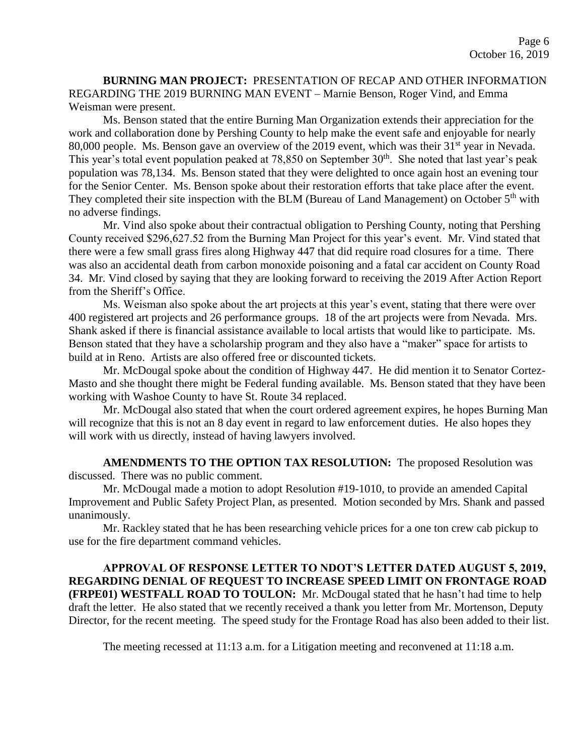**BURNING MAN PROJECT:** PRESENTATION OF RECAP AND OTHER INFORMATION REGARDING THE 2019 BURNING MAN EVENT – Marnie Benson, Roger Vind, and Emma Weisman were present.

Ms. Benson stated that the entire Burning Man Organization extends their appreciation for the work and collaboration done by Pershing County to help make the event safe and enjoyable for nearly 80,000 people. Ms. Benson gave an overview of the 2019 event, which was their 31st year in Nevada. This year's total event population peaked at 78,850 on September 30th. She noted that last year's peak population was 78,134. Ms. Benson stated that they were delighted to once again host an evening tour for the Senior Center. Ms. Benson spoke about their restoration efforts that take place after the event. They completed their site inspection with the BLM (Bureau of Land Management) on October 5th with no adverse findings.

Mr. Vind also spoke about their contractual obligation to Pershing County, noting that Pershing County received $296,627.52 from the Burning Man Project for this year's event. Mr. Vind stated that there were a few small grass fires along Highway 447 that did require road closures for a time. There was also an accidental death from carbon monoxide poisoning and a fatal car accident on County Road 34. Mr. Vind closed by saying that they are looking forward to receiving the 2019 After Action Report from the Sheriff's Office.

Ms. Weisman also spoke about the art projects at this year's event, stating that there were over 400 registered art projects and 26 performance groups. 18 of the art projects were from Nevada. Mrs. Shank asked if there is financial assistance available to local artists that would like to participate. Ms. Benson stated that they have a scholarship program and they also have a "maker" space for artists to build at in Reno. Artists are also offered free or discounted tickets.

Mr. McDougal spoke about the condition of Highway 447. He did mention it to Senator Cortez-Masto and she thought there might be Federal funding available. Ms. Benson stated that they have been working with Washoe County to have St. Route 34 replaced.

Mr. McDougal also stated that when the court ordered agreement expires, he hopes Burning Man will recognize that this is not an 8 day event in regard to law enforcement duties. He also hopes they will work with us directly, instead of having lawyers involved.

**AMENDMENTS TO THE OPTION TAX RESOLUTION:** The proposed Resolution was discussed. There was no public comment.

Mr. McDougal made a motion to adopt Resolution #19-1010, to provide an amended Capital Improvement and Public Safety Project Plan, as presented. Motion seconded by Mrs. Shank and passed unanimously.

Mr. Rackley stated that he has been researching vehicle prices for a one ton crew cab pickup to use for the fire department command vehicles.

**APPROVAL OF RESPONSE LETTER TO NDOT'S LETTER DATED AUGUST 5, 2019, REGARDING DENIAL OF REQUEST TO INCREASE SPEED LIMIT ON FRONTAGE ROAD (FRPE01) WESTFALL ROAD TO TOULON:** Mr. McDougal stated that he hasn't had time to help draft the letter. He also stated that we recently received a thank you letter from Mr. Mortenson, Deputy Director, for the recent meeting. The speed study for the Frontage Road has also been added to their list.

The meeting recessed at 11:13 a.m. for a Litigation meeting and reconvened at 11:18 a.m.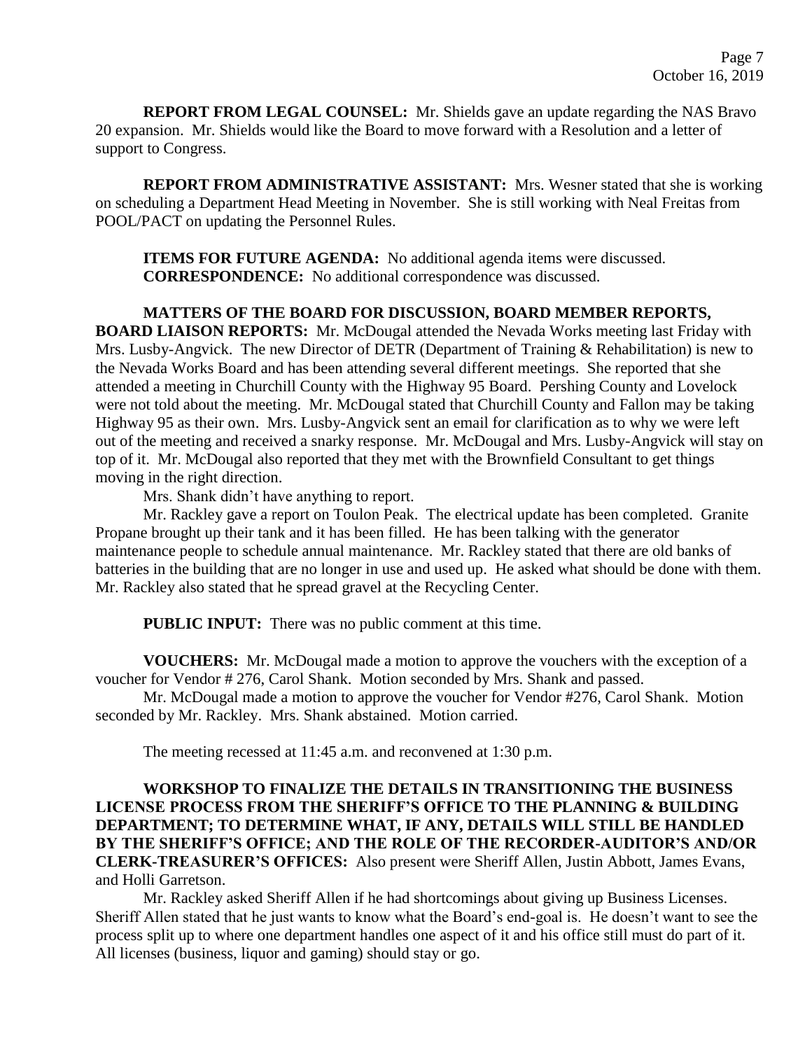**REPORT FROM LEGAL COUNSEL:** Mr. Shields gave an update regarding the NAS Bravo 20 expansion. Mr. Shields would like the Board to move forward with a Resolution and a letter of support to Congress.

**REPORT FROM ADMINISTRATIVE ASSISTANT:** Mrs. Wesner stated that she is working on scheduling a Department Head Meeting in November. She is still working with Neal Freitas from POOL/PACT on updating the Personnel Rules.

**ITEMS FOR FUTURE AGENDA:** No additional agenda items were discussed.
**CORRESPONDENCE:** No additional correspondence was discussed.

**MATTERS OF THE BOARD FOR DISCUSSION, BOARD MEMBER REPORTS, BOARD LIAISON REPORTS:** Mr. McDougal attended the Nevada Works meeting last Friday with Mrs. Lusby-Angvick. The new Director of DETR (Department of Training & Rehabilitation) is new to the Nevada Works Board and has been attending several different meetings. She reported that she attended a meeting in Churchill County with the Highway 95 Board. Pershing County and Lovelock were not told about the meeting. Mr. McDougal stated that Churchill County and Fallon may be taking Highway 95 as their own. Mrs. Lusby-Angvick sent an email for clarification as to why we were left out of the meeting and received a snarky response. Mr. McDougal and Mrs. Lusby-Angvick will stay on top of it. Mr. McDougal also reported that they met with the Brownfield Consultant to get things moving in the right direction.

Mrs. Shank didn't have anything to report.

Mr. Rackley gave a report on Toulon Peak. The electrical update has been completed. Granite Propane brought up their tank and it has been filled. He has been talking with the generator maintenance people to schedule annual maintenance. Mr. Rackley stated that there are old banks of batteries in the building that are no longer in use and used up. He asked what should be done with them. Mr. Rackley also stated that he spread gravel at the Recycling Center.

**PUBLIC INPUT:** There was no public comment at this time.

**VOUCHERS:** Mr. McDougal made a motion to approve the vouchers with the exception of a voucher for Vendor # 276, Carol Shank. Motion seconded by Mrs. Shank and passed.

Mr. McDougal made a motion to approve the voucher for Vendor #276, Carol Shank. Motion seconded by Mr. Rackley. Mrs. Shank abstained. Motion carried.

The meeting recessed at 11:45 a.m. and reconvened at 1:30 p.m.

**WORKSHOP TO FINALIZE THE DETAILS IN TRANSITIONING THE BUSINESS LICENSE PROCESS FROM THE SHERIFF'S OFFICE TO THE PLANNING & BUILDING DEPARTMENT; TO DETERMINE WHAT, IF ANY, DETAILS WILL STILL BE HANDLED BY THE SHERIFF'S OFFICE; AND THE ROLE OF THE RECORDER-AUDITOR'S AND/OR CLERK-TREASURER'S OFFICES:** Also present were Sheriff Allen, Justin Abbott, James Evans, and Holli Garretson.

Mr. Rackley asked Sheriff Allen if he had shortcomings about giving up Business Licenses. Sheriff Allen stated that he just wants to know what the Board's end-goal is. He doesn't want to see the process split up to where one department handles one aspect of it and his office still must do part of it. All licenses (business, liquor and gaming) should stay or go.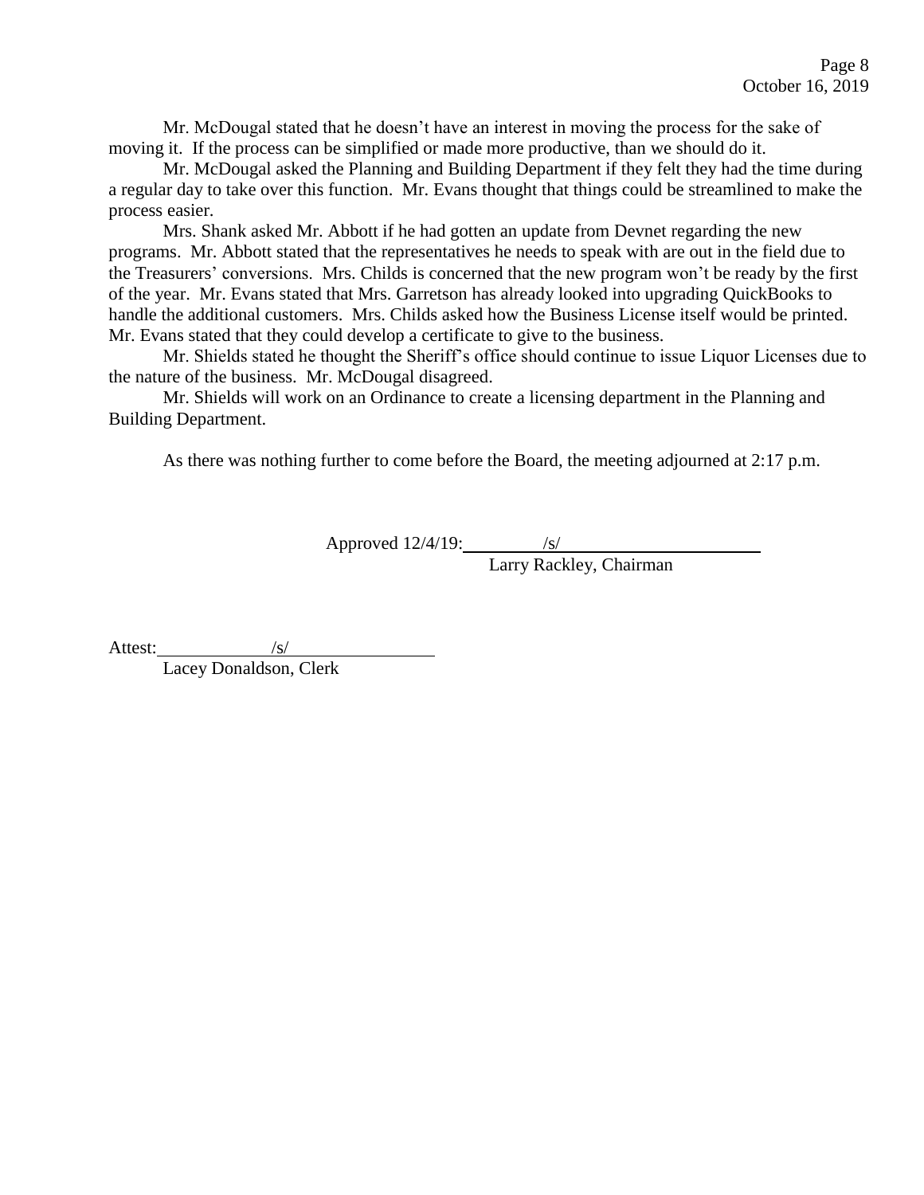Mr. McDougal stated that he doesn't have an interest in moving the process for the sake of moving it. If the process can be simplified or made more productive, than we should do it.

Mr. McDougal asked the Planning and Building Department if they felt they had the time during a regular day to take over this function. Mr. Evans thought that things could be streamlined to make the process easier.

Mrs. Shank asked Mr. Abbott if he had gotten an update from Devnet regarding the new programs. Mr. Abbott stated that the representatives he needs to speak with are out in the field due to the Treasurers' conversions. Mrs. Childs is concerned that the new program won't be ready by the first of the year. Mr. Evans stated that Mrs. Garretson has already looked into upgrading QuickBooks to handle the additional customers. Mrs. Childs asked how the Business License itself would be printed. Mr. Evans stated that they could develop a certificate to give to the business.

Mr. Shields stated he thought the Sheriff's office should continue to issue Liquor Licenses due to the nature of the business. Mr. McDougal disagreed.

Mr. Shields will work on an Ordinance to create a licensing department in the Planning and Building Department.

As there was nothing further to come before the Board, the meeting adjourned at 2:17 p.m.

Approved 12/4/19: /s/
Larry Rackley, Chairman

Attest: /s/
Lacey Donaldson, Clerk